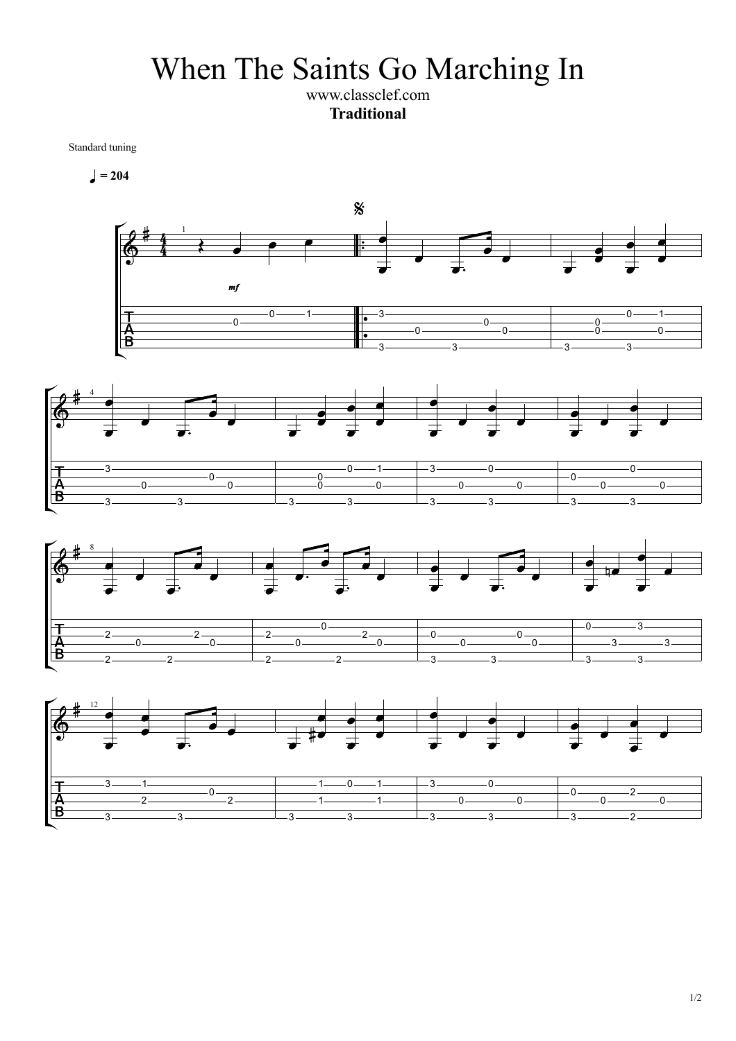# When The Saints Go Marching In

www.classclef.com

**Traditional**

Standard tuning

♩ = 204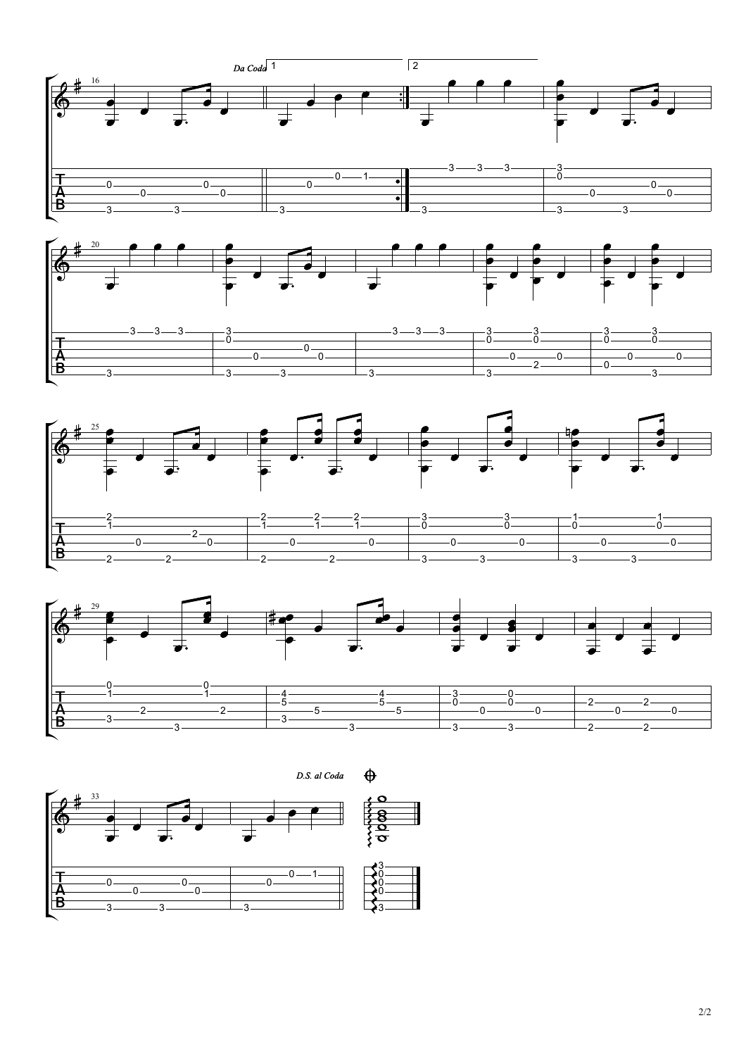*Da Coda*

*D.S. al Coda*